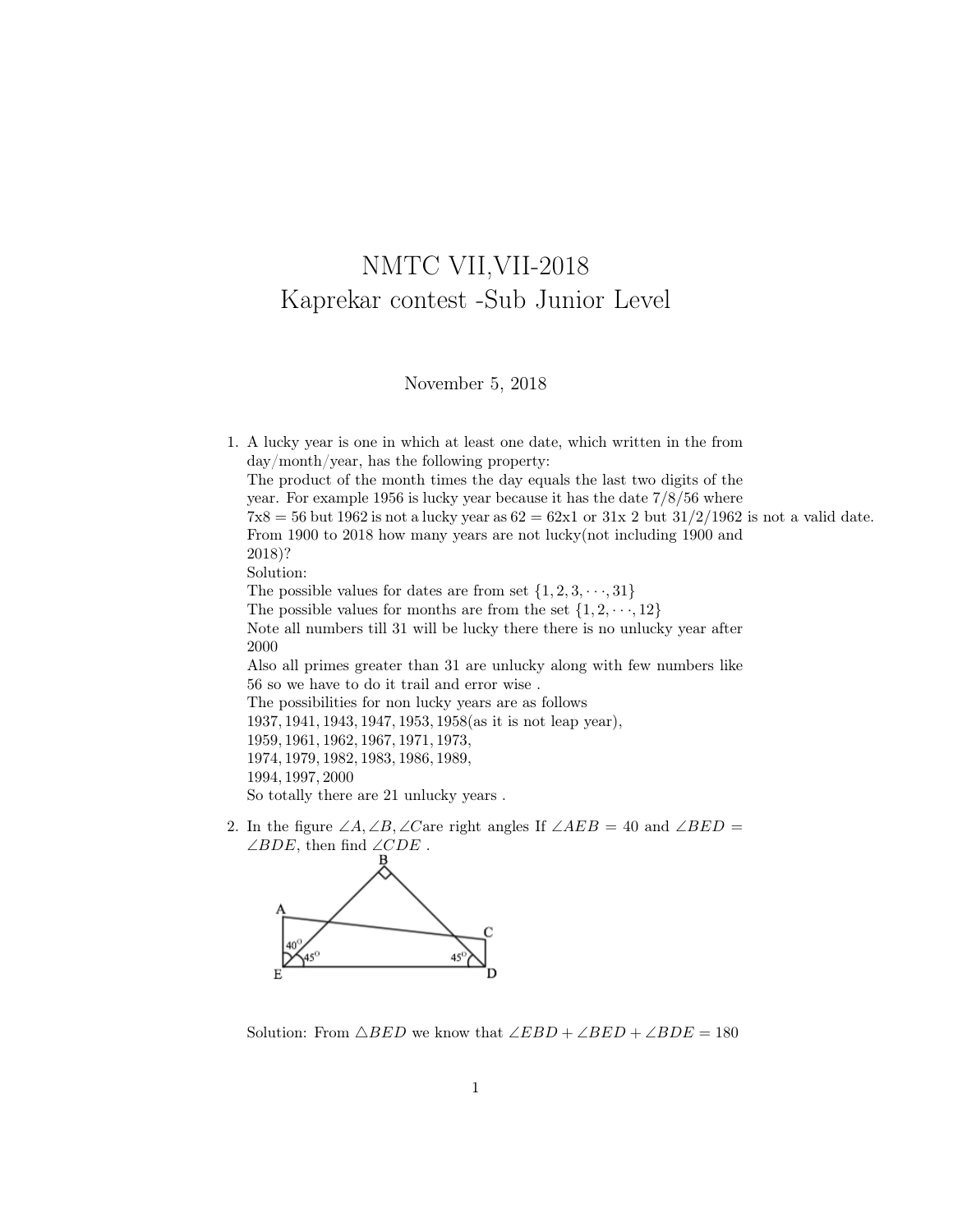# NMTC VII,VII-2018
# Kaprekar contest -Sub Junior Level

November 5, 2018

1. A lucky year is one in which at least one date, which written in the from day/month/year, has the following property:
   The product of the month times the day equals the last two digits of the year. For example 1956 is lucky year because it has the date 7/8/56 where $7\text{x}8 = 56$ but 1962 is not a lucky year as $62 = 62\text{x}1$ or $31\text{x}\ 2$ but $31/2/1962$ is not a valid date.
   From 1900 to 2018 how many years are not lucky(not including 1900 and 2018)?
   Solution:
   The possible values for dates are from set $\{1, 2, 3, \cdots, 31\}$
   The possible values for months are from the set $\{1, 2, \cdots, 12\}$
   Note all numbers till 31 will be lucky there there is no unlucky year after 2000
   Also all primes greater than 31 are unlucky along with few numbers like 56 so we have to do it trail and error wise .
   The possibilities for non lucky years are as follows
   $1937, 1941, 1943, 1947, 1953, 1958$(as it is not leap year),
   $1959, 1961, 1962, 1967, 1971, 1973,$
   $1974, 1979, 1982, 1983, 1986, 1989,$
   $1994, 1997, 2000$
   So totally there are 21 unlucky years .

2. In the figure $\angle A, \angle B, \angle C$are right angles If $\angle AEB = 40$ and $\angle BED = \angle BDE$, then find $\angle CDE$ .

   Solution: From $\triangle BED$ we know that $\angle EBD + \angle BED + \angle BDE = 180$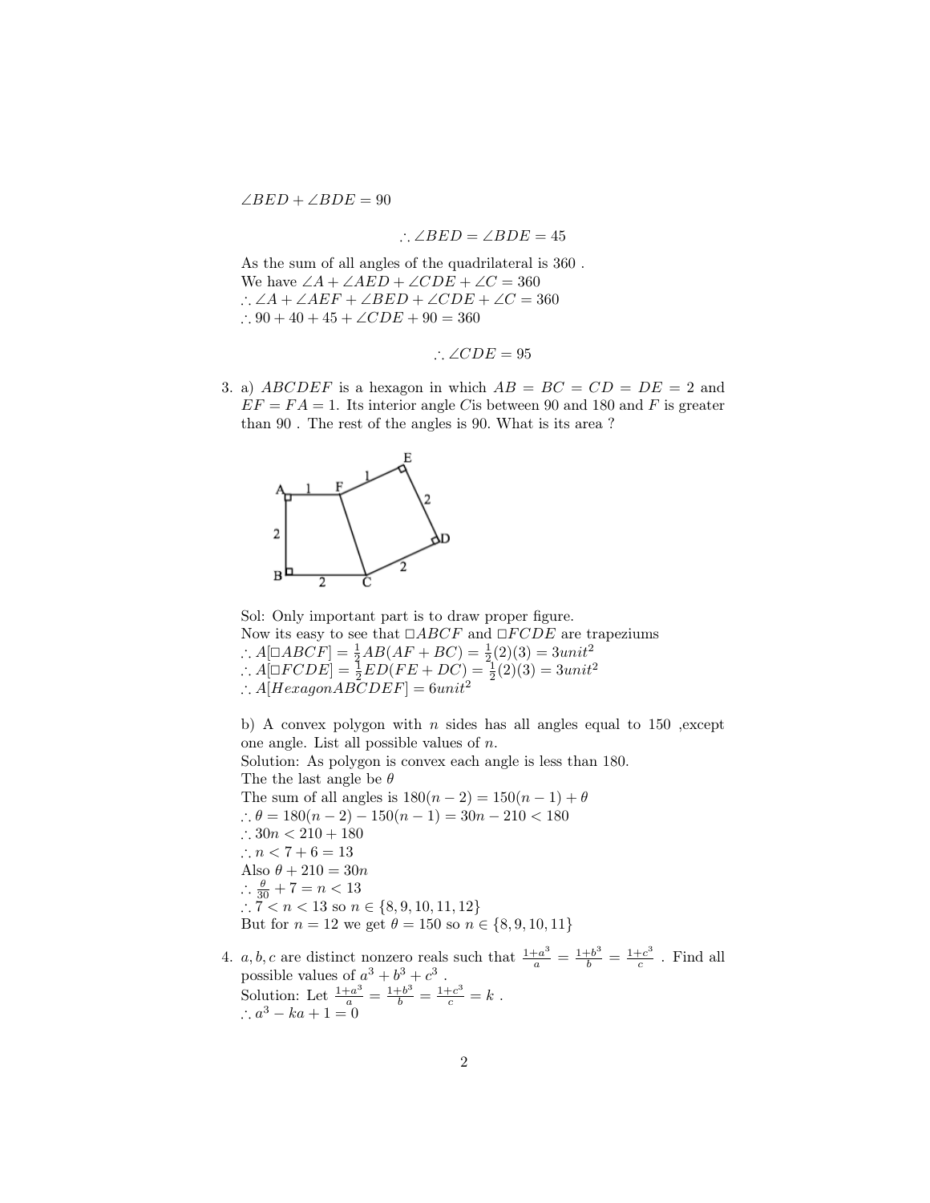$\angle BED + \angle BDE = 90$

$$\therefore \angle BED = \angle BDE = 45$$

As the sum of all angles of the quadrilateral is 360 .
We have $\angle A + \angle AED + \angle CDE + \angle C = 360$
$\therefore \angle A + \angle AEF + \angle BED + \angle CDE + \angle C = 360$
$\therefore 90 + 40 + 45 + \angle CDE + 90 = 360$

$$\therefore \angle CDE = 95$$

3. a) $ABCDEF$ is a hexagon in which $AB = BC = CD = DE = 2$ and $EF = FA = 1$. Its interior angle $C$is between 90 and 180 and $F$ is greater than 90 . The rest of the angles is 90. What is its area ?

   Sol: Only important part is to draw proper figure.
   Now its easy to see that $\square ABCF$ and $\square FCDE$ are trapeziums
   $\therefore A[\square ABCF] = \frac{1}{2}AB(AF + BC) = \frac{1}{2}(2)(3) = 3unit^2$
   $\therefore A[\square FCDE] = \frac{1}{2}ED(FE + DC) = \frac{1}{2}(2)(3) = 3unit^2$
   $\therefore A[Hexagon ABCDEF] = 6unit^2$

   b) A convex polygon with $n$ sides has all angles equal to 150 ,except one angle. List all possible values of $n$.
   Solution: As polygon is convex each angle is less than 180.
   The the last angle be $\theta$
   The sum of all angles is $180(n-2) = 150(n-1) + \theta$
   $\therefore \theta = 180(n-2) - 150(n-1) = 30n - 210 < 180$
   $\therefore 30n < 210 + 180$
   $\therefore n < 7 + 6 = 13$
   Also $\theta + 210 = 30n$
   $\therefore \frac{\theta}{30} + 7 = n < 13$
   $\therefore 7 < n < 13$ so $n \in \{8, 9, 10, 11, 12\}$
   But for $n = 12$ we get $\theta = 150$ so $n \in \{8, 9, 10, 11\}$

4. $a, b, c$ are distinct nonzero reals such that $\frac{1+a^3}{a} = \frac{1+b^3}{b} = \frac{1+c^3}{c}$ . Find all possible values of $a^3 + b^3 + c^3$ .
   Solution: Let $\frac{1+a^3}{a} = \frac{1+b^3}{b} = \frac{1+c^3}{c} = k$ .
   $\therefore a^3 - ka + 1 = 0$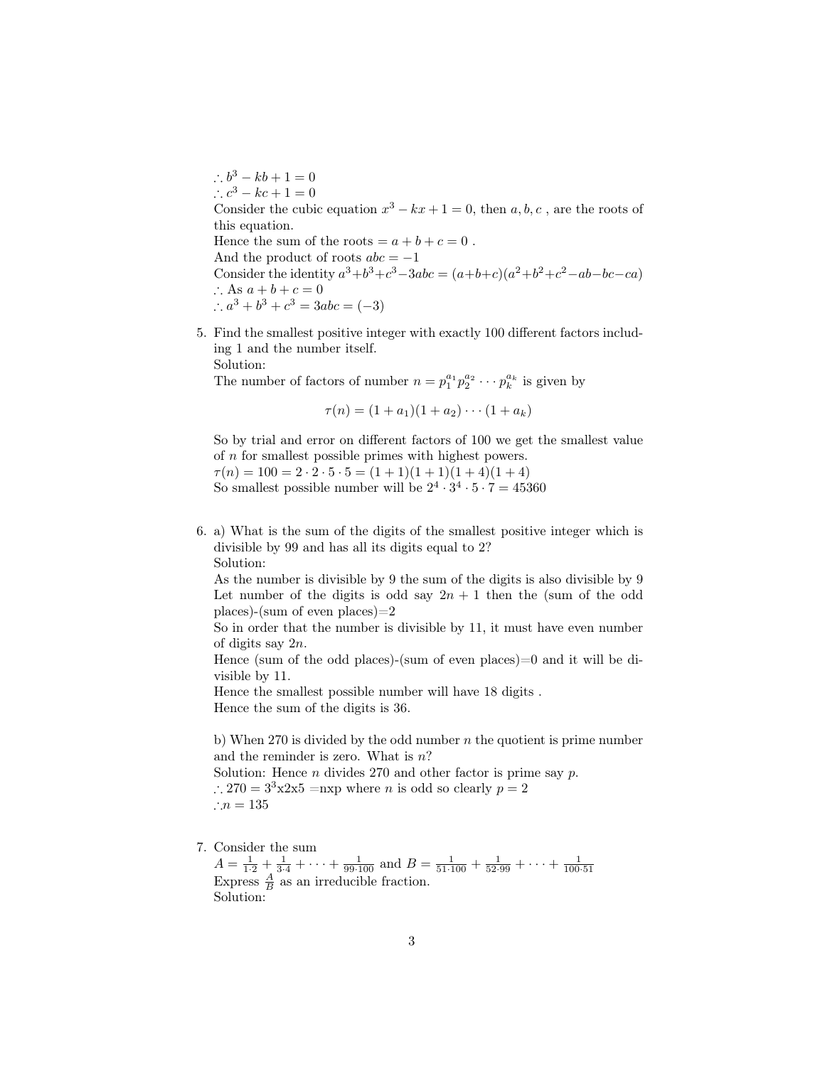$\therefore b^3 - kb + 1 = 0$
$\therefore c^3 - kc + 1 = 0$
Consider the cubic equation $x^3 - kx + 1 = 0$, then $a, b, c$ , are the roots of this equation.
Hence the sum of the roots $= a + b + c = 0$ .
And the product of roots $abc = -1$
Consider the identity $a^3+b^3+c^3-3abc = (a+b+c)(a^2+b^2+c^2-ab-bc-ca)$
$\therefore$ As $a + b + c = 0$
$\therefore a^3 + b^3 + c^3 = 3abc = (-3)$

5. Find the smallest positive integer with exactly 100 different factors including 1 and the number itself.
Solution:
The number of factors of number $n = p_1^{a_1} p_2^{a_2} \cdots p_k^{a_k}$ is given by

$$\tau(n) = (1 + a_1)(1 + a_2) \cdots (1 + a_k)$$

So by trial and error on different factors of 100 we get the smallest value of $n$ for smallest possible primes with highest powers.
$\tau(n) = 100 = 2 \cdot 2 \cdot 5 \cdot 5 = (1 + 1)(1 + 1)(1 + 4)(1 + 4)$
So smallest possible number will be $2^4 \cdot 3^4 \cdot 5 \cdot 7 = 45360$

6. a) What is the sum of the digits of the smallest positive integer which is divisible by 99 and has all its digits equal to 2?
Solution:
As the number is divisible by 9 the sum of the digits is also divisible by 9
Let number of the digits is odd say $2n + 1$ then the (sum of the odd places)-(sum of even places)=2
So in order that the number is divisible by 11, it must have even number of digits say $2n$.
Hence (sum of the odd places)-(sum of even places)=0 and it will be divisible by 11.
Hence the smallest possible number will have 18 digits .
Hence the sum of the digits is 36.

b) When 270 is divided by the odd number $n$ the quotient is prime number and the reminder is zero. What is $n$?
Solution: Hence $n$ divides 270 and other factor is prime say $p$.
$\therefore 270 = 3^3$x2x5 =nxp where $n$ is odd so clearly $p = 2$
$\therefore n = 135$

7. Consider the sum
$A = \frac{1}{1 \cdot 2} + \frac{1}{3 \cdot 4} + \cdots + \frac{1}{99 \cdot 100}$ and $B = \frac{1}{51 \cdot 100} + \frac{1}{52 \cdot 99} + \cdots + \frac{1}{100 \cdot 51}$
Express $\frac{A}{B}$ as an irreducible fraction.
Solution: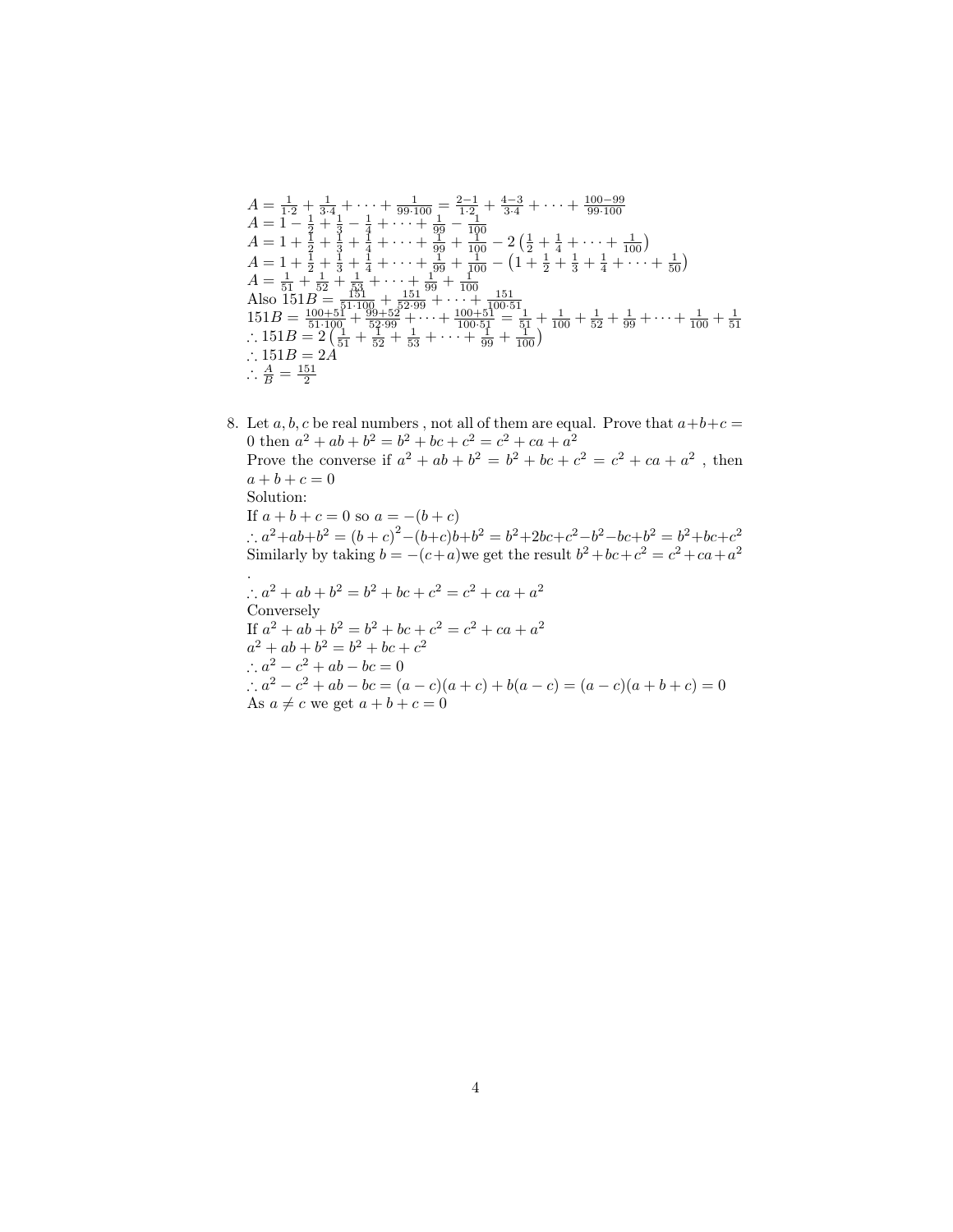$A = \frac{1}{1\cdot 2} + \frac{1}{3\cdot 4} + \cdots + \frac{1}{99\cdot 100} = \frac{2-1}{1\cdot 2} + \frac{4-3}{3\cdot 4} + \cdots + \frac{100-99}{99\cdot 100}$
$A = 1 - \frac{1}{2} + \frac{1}{3} - \frac{1}{4} + \cdots + \frac{1}{99} - \frac{1}{100}$
$A = 1 + \frac{1}{2} + \frac{1}{3} + \frac{1}{4} + \cdots + \frac{1}{99} + \frac{1}{100} - 2\left(\frac{1}{2} + \frac{1}{4} + \cdots + \frac{1}{100}\right)$
$A = 1 + \frac{1}{2} + \frac{1}{3} + \frac{1}{4} + \cdots + \frac{1}{99} + \frac{1}{100} - \left(1 + \frac{1}{2} + \frac{1}{3} + \frac{1}{4} + \cdots + \frac{1}{50}\right)$
$A = \frac{1}{51} + \frac{1}{52} + \frac{1}{53} + \cdots + \frac{1}{99} + \frac{1}{100}$
Also $151B = \frac{151}{51\cdot 100} + \frac{151}{52\cdot 99} + \cdots + \frac{151}{100\cdot 51}$
$151B = \frac{100+51}{51\cdot 100} + \frac{99+52}{52\cdot 99} + \cdots + \frac{100+51}{100\cdot 51} = \frac{1}{51} + \frac{1}{100} + \frac{1}{52} + \frac{1}{99} + \cdots + \frac{1}{100} + \frac{1}{51}$
$\therefore 151B = 2\left(\frac{1}{51} + \frac{1}{52} + \frac{1}{53} + \cdots + \frac{1}{99} + \frac{1}{100}\right)$
$\therefore 151B = 2A$
$\therefore \frac{A}{B} = \frac{151}{2}$

8. Let $a, b, c$ be real numbers , not all of them are equal. Prove that $a+b+c = 0$ then $a^2 + ab + b^2 = b^2 + bc + c^2 = c^2 + ca + a^2$
Prove the converse if $a^2 + ab + b^2 = b^2 + bc + c^2 = c^2 + ca + a^2$ , then $a + b + c = 0$
Solution:
If $a + b + c = 0$ so $a = -(b + c)$
$\therefore a^2+ab+b^2 = (b + c)^2-(b+c)b+b^2 = b^2+2bc+c^2-b^2-bc+b^2 = b^2+bc+c^2$
Similarly by taking $b = -(c+a)$we get the result $b^2+bc+c^2 = c^2+ca+a^2$
.
$\therefore a^2 + ab + b^2 = b^2 + bc + c^2 = c^2 + ca + a^2$
Conversely
If $a^2 + ab + b^2 = b^2 + bc + c^2 = c^2 + ca + a^2$
$a^2 + ab + b^2 = b^2 + bc + c^2$
$\therefore a^2 - c^2 + ab - bc = 0$
$\therefore a^2 - c^2 + ab - bc = (a - c)(a + c) + b(a - c) = (a - c)(a + b + c) = 0$
As $a \neq c$ we get $a + b + c = 0$